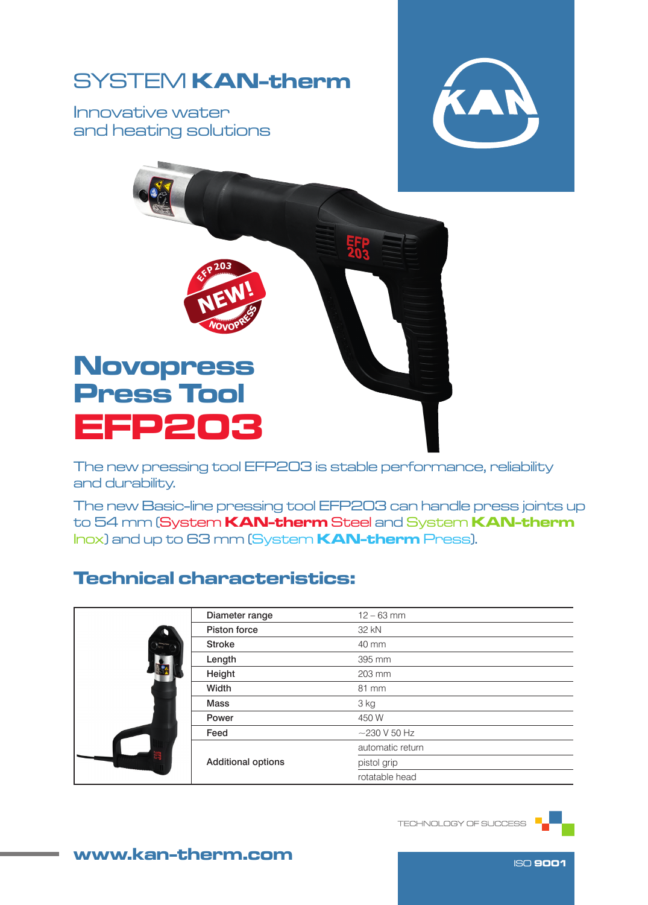# SYSTEM KAN-therm

Innovative water
and heating solutions

# Novopress Press Tool EFP203

The new pressing tool EFP203 is stable performance, reliability and durability.

The new Basic-line pressing tool EFP203 can handle press joints up to 54 mm (System **KAN-therm** Steel and System **KAN-therm** Inox) and up to 63 mm (System **KAN-therm** Press).

## Technical characteristics:

| | |
|---|---|
| Diameter range | 12 – 63 mm |
| Piston force | 32 kN |
| Stroke | 40 mm |
| Length | 395 mm |
| Height | 203 mm |
| Width | 81 mm |
| Mass | 3 kg |
| Power | 450 W |
| Feed | ~230 V 50 Hz |
| Additional options | automatic return |
| | pistol grip |
| | rotatable head |

TECHNOLOGY OF SUCCESS

**www.kan-therm.com**

ISO **9001**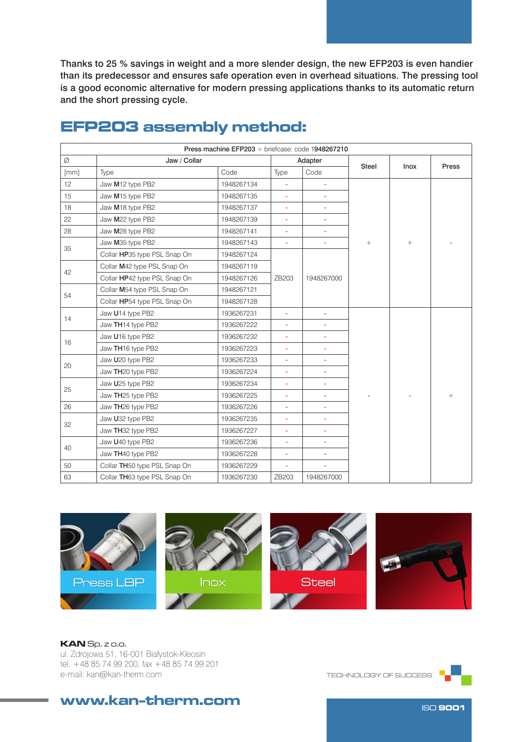Thanks to 25 % savings in weight and a more slender design, the new EFP203 is even handier than its predecessor and ensures safe operation even in overhead situations. The pressing tool is a good economic alternative for modern pressing applications thanks to its automatic return and the short pressing cycle.

## EFP203 assembly method:

| Press machine EFP203 + briefcase: code **1948267210** | | | | | | | |
|---|---|---|---|---|---|---|---|
| Ø | Jaw / Collar | | Adapter | | Steel | Inox | Press |
| [mm] | Type | Code | Type | Code | | | |
| 12 | Jaw **M**12 type PB2 | 1948267134 | - | - | + | + | - |
| 15 | Jaw **M**15 type PB2 | 1948267135 | - | - | | | |
| 18 | Jaw **M**18 type PB2 | 1948267137 | - | - | | | |
| 22 | Jaw **M**22 type PB2 | 1948267139 | - | - | | | |
| 28 | Jaw **M**28 type PB2 | 1948267141 | - | - | | | |
| 35 | Jaw **M**35 type PB2 | 1948267143 | - | - | | | |
| | Collar **HP**35 type PSL Snap On | 1948267124 | ZB203 | 1948267000 | | | |
| 42 | Collar **M**42 type PSL Snap On | 1948267119 | | | | | |
| | Collar **HP**42 type PSL Snap On | 1948267126 | | | | | |
| 54 | Collar **M**54 type PSL Snap On | 1948267121 | | | | | |
| | Collar **HP**54 type PSL Snap On | 1948267128 | | | | | |
| 14 | Jaw **U**14 type PB2 | 1936267231 | - | - | - | - | + |
| | Jaw **TH**14 type PB2 | 1936267222 | - | - | | | |
| 16 | Jaw **U**16 type PB2 | 1936267232 | - | - | | | |
| | Jaw **TH**16 type PB2 | 1936267223 | - | - | | | |
| 20 | Jaw **U**20 type PB2 | 1936267233 | - | - | | | |
| | Jaw **TH**20 type PB2 | 1936267224 | - | - | | | |
| 25 | Jaw **U**25 type PB2 | 1936267234 | - | - | | | |
| | Jaw **TH**25 type PB2 | 1936267225 | - | - | | | |
| 26 | Jaw **TH**26 type PB2 | 1936267226 | - | - | | | |
| 32 | Jaw **U**32 type PB2 | 1936267235 | - | - | | | |
| | Jaw **TH**32 type PB2 | 1936267227 | - | - | | | |
| 40 | Jaw **U**40 type PB2 | 1936267236 | - | - | | | |
| | Jaw **TH**40 type PB2 | 1936267228 | - | - | | | |
| 50 | Collar **TH**50 type PSL Snap On | 1936267229 | - | - | | | |
| 63 | Collar **TH**63 type PSL Snap On | 1936267230 | ZB203 | 1948267000 | | | |

Press LBP

Inox

Steel

**KAN** Sp. z o.o.
ul. Zdrojowa 51, 16-001 Białystok-Kleosin
tel. +48 85 74 99 200, fax +48 85 74 99 201
e-mail: kan@kan-therm.com

TECHNOLOGY OF SUCCESS

**www.kan-therm.com**

ISO **9001**